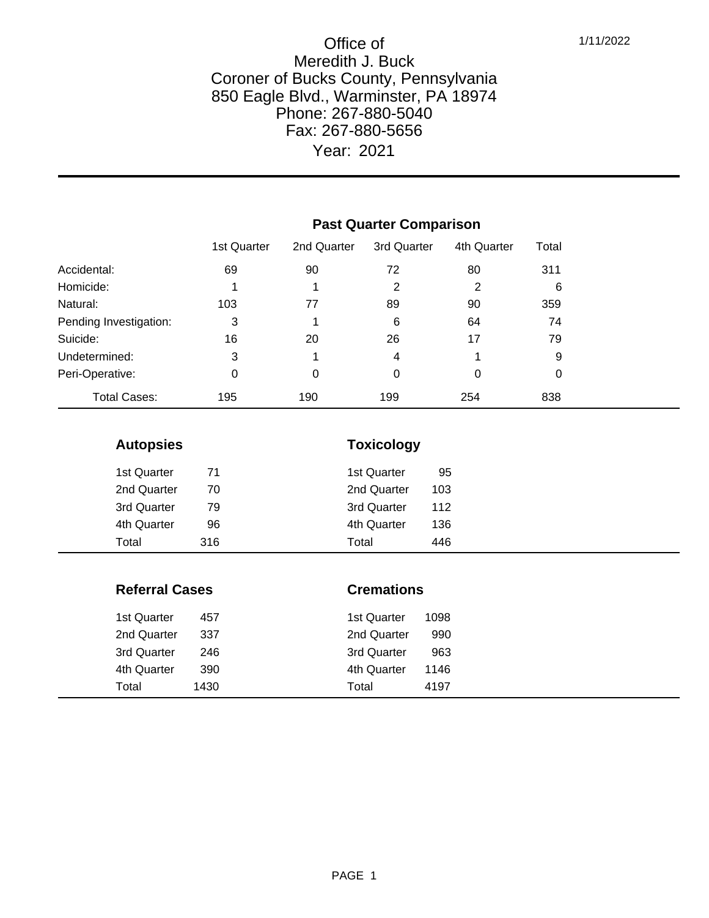1/11/2022

# Office of
# Meredith J. Buck
# Coroner of Bucks County, Pennsylvania

850 Eagle Blvd., Warminster, PA 18974
Phone: 267-880-5040
Fax: 267-880-5656
Year: 2021

## Past Quarter Comparison

| | 1st Quarter | 2nd Quarter | 3rd Quarter | 4th Quarter | Total |
|---|---|---|---|---|---|
| Accidental: | 69 | 90 | 72 | 80 | 311 |
| Homicide: | 1 | 1 | 2 | 2 | 6 |
| Natural: | 103 | 77 | 89 | 90 | 359 |
| Pending Investigation: | 3 | 1 | 6 | 64 | 74 |
| Suicide: | 16 | 20 | 26 | 17 | 79 |
| Undetermined: | 3 | 1 | 4 | 1 | 9 |
| Peri-Operative: | 0 | 0 | 0 | 0 | 0 |
| Total Cases: | 195 | 190 | 199 | 254 | 838 |

### Autopsies

| | |
|---|---|
| 1st Quarter | 71 |
| 2nd Quarter | 70 |
| 3rd Quarter | 79 |
| 4th Quarter | 96 |
| Total | 316 |

### Toxicology

| | |
|---|---|
| 1st Quarter | 95 |
| 2nd Quarter | 103 |
| 3rd Quarter | 112 |
| 4th Quarter | 136 |
| Total | 446 |

### Referral Cases

| | |
|---|---|
| 1st Quarter | 457 |
| 2nd Quarter | 337 |
| 3rd Quarter | 246 |
| 4th Quarter | 390 |
| Total | 1430 |

### Cremations

| | |
|---|---|
| 1st Quarter | 1098 |
| 2nd Quarter | 990 |
| 3rd Quarter | 963 |
| 4th Quarter | 1146 |
| Total | 4197 |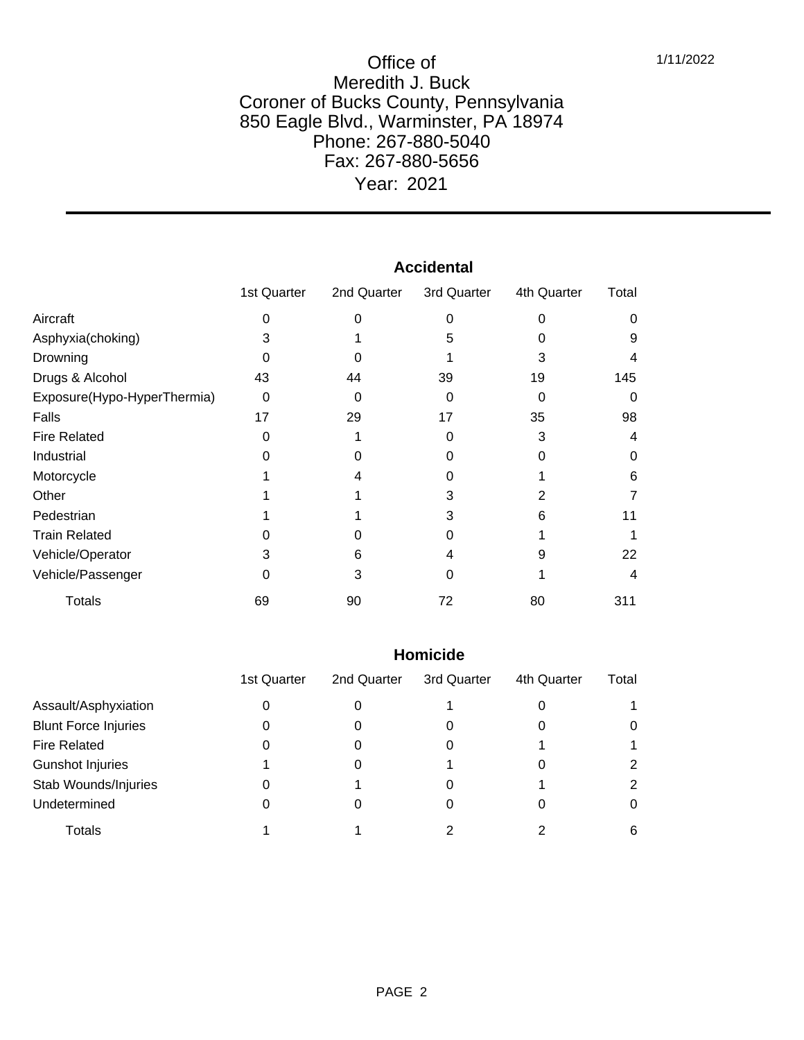1/11/2022

# Office of
## Meredith J. Buck
## Coroner of Bucks County, Pennsylvania
850 Eagle Blvd., Warminster, PA 18974
Phone: 267-880-5040
Fax: 267-880-5656
Year: 2021

---

### Accidental

| | 1st Quarter | 2nd Quarter | 3rd Quarter | 4th Quarter | Total |
|---|---|---|---|---|---|
| Aircraft | 0 | 0 | 0 | 0 | 0 |
| Asphyxia(choking) | 3 | 1 | 5 | 0 | 9 |
| Drowning | 0 | 0 | 1 | 3 | 4 |
| Drugs & Alcohol | 43 | 44 | 39 | 19 | 145 |
| Exposure(Hypo-HyperThermia) | 0 | 0 | 0 | 0 | 0 |
| Falls | 17 | 29 | 17 | 35 | 98 |
| Fire Related | 0 | 1 | 0 | 3 | 4 |
| Industrial | 0 | 0 | 0 | 0 | 0 |
| Motorcycle | 1 | 4 | 0 | 1 | 6 |
| Other | 1 | 1 | 3 | 2 | 7 |
| Pedestrian | 1 | 1 | 3 | 6 | 11 |
| Train Related | 0 | 0 | 0 | 1 | 1 |
| Vehicle/Operator | 3 | 6 | 4 | 9 | 22 |
| Vehicle/Passenger | 0 | 3 | 0 | 1 | 4 |
| Totals | 69 | 90 | 72 | 80 | 311 |

### Homicide

| | 1st Quarter | 2nd Quarter | 3rd Quarter | 4th Quarter | Total |
|---|---|---|---|---|---|
| Assault/Asphyxiation | 0 | 0 | 1 | 0 | 1 |
| Blunt Force Injuries | 0 | 0 | 0 | 0 | 0 |
| Fire Related | 0 | 0 | 0 | 1 | 1 |
| Gunshot Injuries | 1 | 0 | 1 | 0 | 2 |
| Stab Wounds/Injuries | 0 | 1 | 0 | 1 | 2 |
| Undetermined | 0 | 0 | 0 | 0 | 0 |
| Totals | 1 | 1 | 2 | 2 | 6 |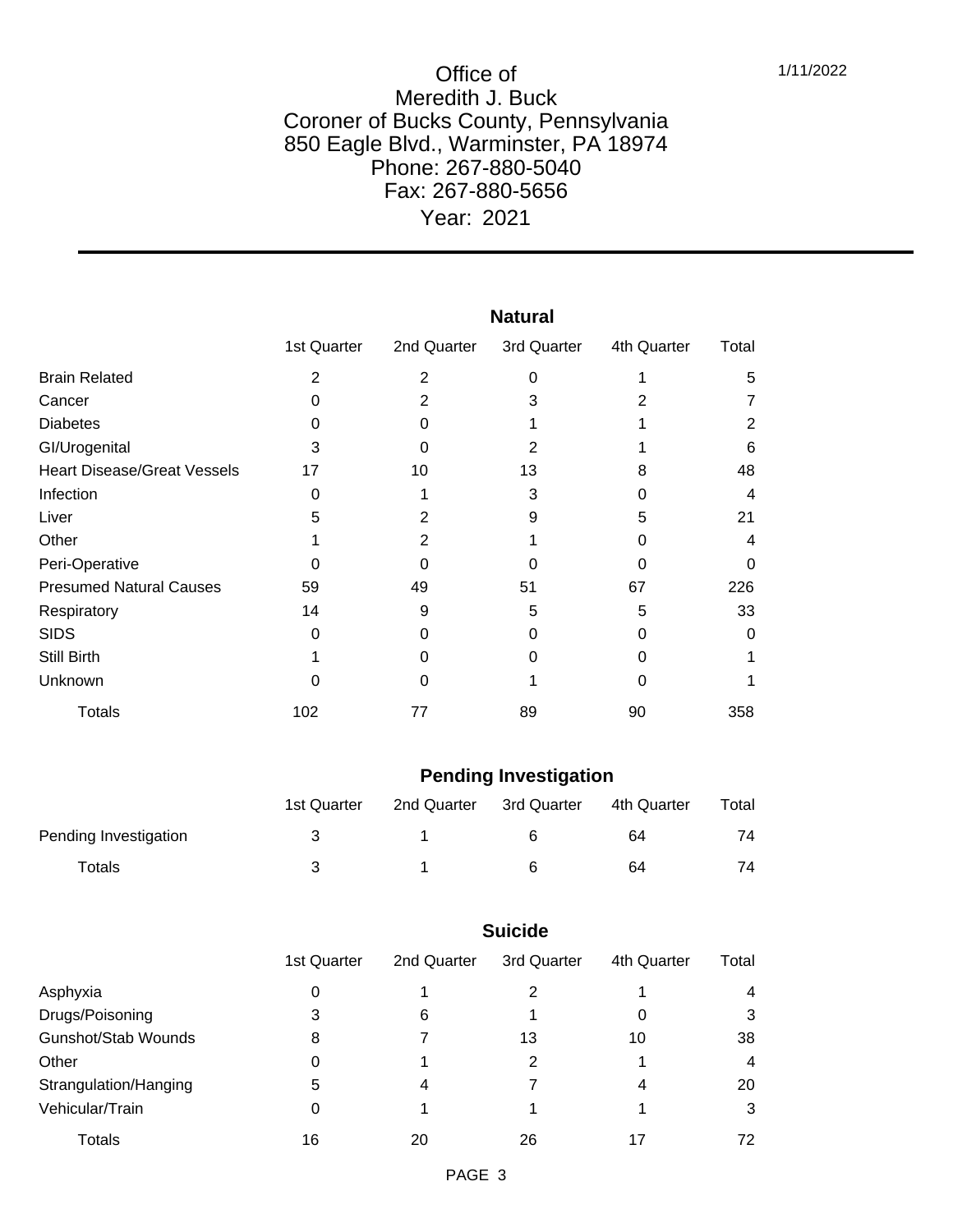# Office of
# Meredith J. Buck
# Coroner of Bucks County, Pennsylvania
850 Eagle Blvd., Warminster, PA 18974
Phone: 267-880-5040
Fax: 267-880-5656
Year: 2021

1/11/2022

## Natural

| | 1st Quarter | 2nd Quarter | 3rd Quarter | 4th Quarter | Total |
|---|---|---|---|---|---|
| Brain Related | 2 | 2 | 0 | 1 | 5 |
| Cancer | 0 | 2 | 3 | 2 | 7 |
| Diabetes | 0 | 0 | 1 | 1 | 2 |
| GI/Urogenital | 3 | 0 | 2 | 1 | 6 |
| Heart Disease/Great Vessels | 17 | 10 | 13 | 8 | 48 |
| Infection | 0 | 1 | 3 | 0 | 4 |
| Liver | 5 | 2 | 9 | 5 | 21 |
| Other | 1 | 2 | 1 | 0 | 4 |
| Peri-Operative | 0 | 0 | 0 | 0 | 0 |
| Presumed Natural Causes | 59 | 49 | 51 | 67 | 226 |
| Respiratory | 14 | 9 | 5 | 5 | 33 |
| SIDS | 0 | 0 | 0 | 0 | 0 |
| Still Birth | 1 | 0 | 0 | 0 | 1 |
| Unknown | 0 | 0 | 1 | 0 | 1 |
| Totals | 102 | 77 | 89 | 90 | 358 |

## Pending Investigation

| | 1st Quarter | 2nd Quarter | 3rd Quarter | 4th Quarter | Total |
|---|---|---|---|---|---|
| Pending Investigation | 3 | 1 | 6 | 64 | 74 |
| Totals | 3 | 1 | 6 | 64 | 74 |

## Suicide

| | 1st Quarter | 2nd Quarter | 3rd Quarter | 4th Quarter | Total |
|---|---|---|---|---|---|
| Asphyxia | 0 | 1 | 2 | 1 | 4 |
| Drugs/Poisoning | 3 | 6 | 1 | 0 | 3 |
| Gunshot/Stab Wounds | 8 | 7 | 13 | 10 | 38 |
| Other | 0 | 1 | 2 | 1 | 4 |
| Strangulation/Hanging | 5 | 4 | 7 | 4 | 20 |
| Vehicular/Train | 0 | 1 | 1 | 1 | 3 |
| Totals | 16 | 20 | 26 | 17 | 72 |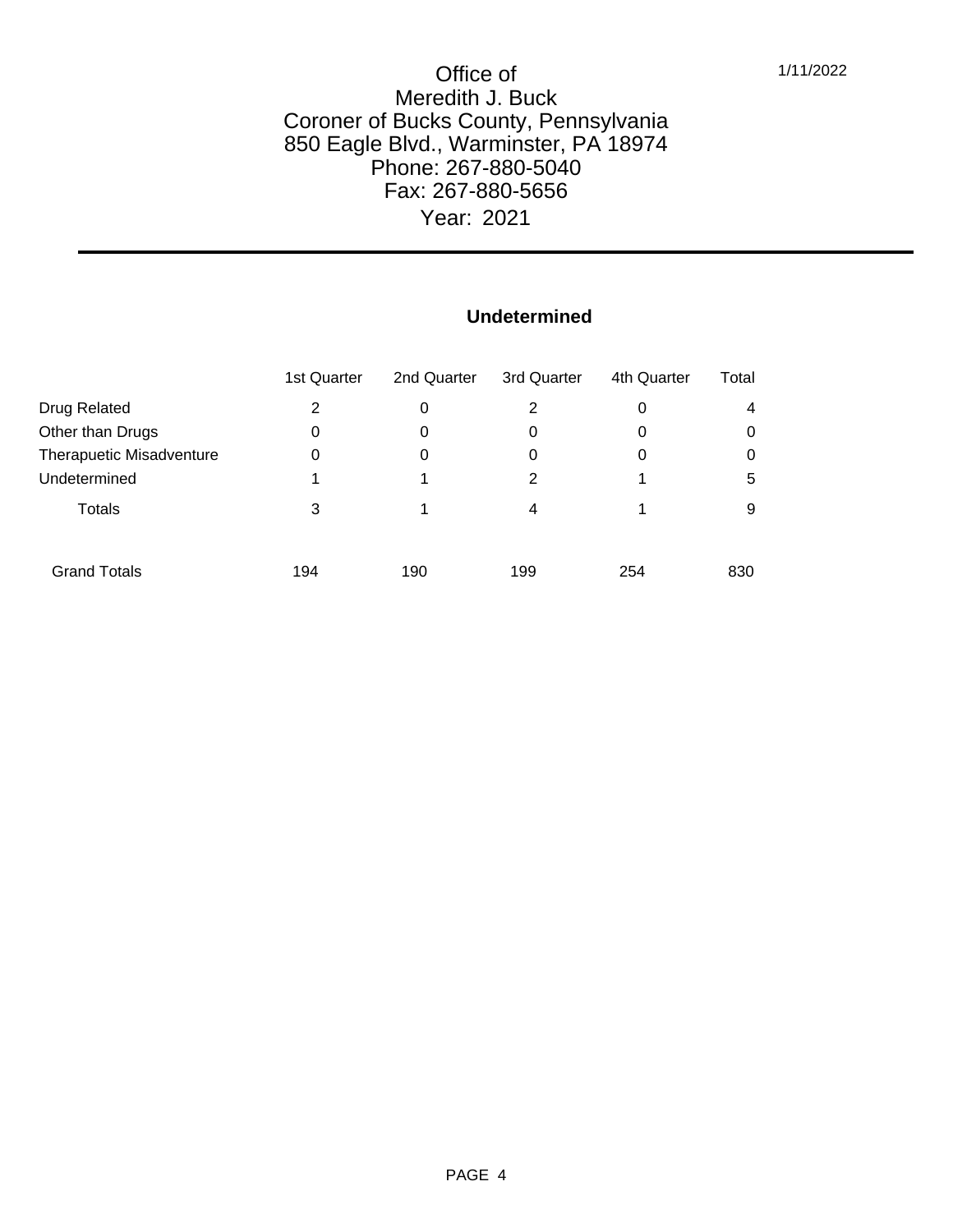1/11/2022

Office of
Meredith J. Buck
Coroner of Bucks County, Pennsylvania
850 Eagle Blvd., Warminster, PA 18974
Phone: 267-880-5040
Fax: 267-880-5656
Year: 2021

---

## Undetermined

| | 1st Quarter | 2nd Quarter | 3rd Quarter | 4th Quarter | Total |
|---|---|---|---|---|---|
| Drug Related | 2 | 0 | 2 | 0 | 4 |
| Other than Drugs | 0 | 0 | 0 | 0 | 0 |
| Therapuetic Misadventure | 0 | 0 | 0 | 0 | 0 |
| Undetermined | 1 | 1 | 2 | 1 | 5 |
| Totals | 3 | 1 | 4 | 1 | 9 |
| Grand Totals | 194 | 190 | 199 | 254 | 830 |